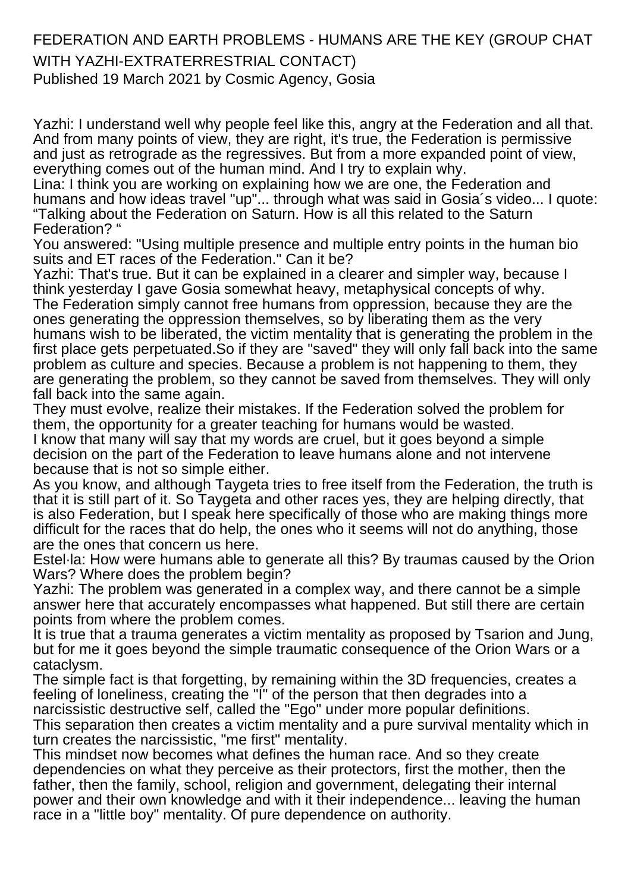# FEDERATION AND EARTH PROBLEMS - HUMANS ARE THE KEY (GROUP CHAT WITH YAZHI-EXTRATERRESTRIAL CONTACT)

Published 19 March 2021 by Cosmic Agency, Gosia

Yazhi: I understand well why people feel like this, angry at the Federation and all that. And from many points of view, they are right, it's true, the Federation is permissive and just as retrograde as the regressives. But from a more expanded point of view, everything comes out of the human mind. And I try to explain why.

Lina: I think you are working on explaining how we are one, the Federation and humans and how ideas travel "up"... through what was said in Gosia´s video... I quote: "Talking about the Federation on Saturn. How is all this related to the Saturn Federation? "

You answered: "Using multiple presence and multiple entry points in the human bio suits and ET races of the Federation." Can it be?

Yazhi: That's true. But it can be explained in a clearer and simpler way, because I think yesterday I gave Gosia somewhat heavy, metaphysical concepts of why.

The Federation simply cannot free humans from oppression, because they are the ones generating the oppression themselves, so by liberating them as the very humans wish to be liberated, the victim mentality that is generating the problem in the first place gets perpetuated.So if they are "saved" they will only fall back into the same problem as culture and species. Because a problem is not happening to them, they are generating the problem, so they cannot be saved from themselves. They will only fall back into the same again.

They must evolve, realize their mistakes. If the Federation solved the problem for them, the opportunity for a greater teaching for humans would be wasted.

I know that many will say that my words are cruel, but it goes beyond a simple decision on the part of the Federation to leave humans alone and not intervene because that is not so simple either.

As you know, and although Taygeta tries to free itself from the Federation, the truth is that it is still part of it. So Taygeta and other races yes, they are helping directly, that is also Federation, but I speak here specifically of those who are making things more difficult for the races that do help, the ones who it seems will not do anything, those are the ones that concern us here.

Estel·la: How were humans able to generate all this? By traumas caused by the Orion Wars? Where does the problem begin?

Yazhi: The problem was generated in a complex way, and there cannot be a simple answer here that accurately encompasses what happened. But still there are certain points from where the problem comes.

It is true that a trauma generates a victim mentality as proposed by Tsarion and Jung, but for me it goes beyond the simple traumatic consequence of the Orion Wars or a cataclysm.

The simple fact is that forgetting, by remaining within the 3D frequencies, creates a feeling of loneliness, creating the "I" of the person that then degrades into a narcissistic destructive self, called the "Ego" under more popular definitions.

This separation then creates a victim mentality and a pure survival mentality which in turn creates the narcissistic, "me first" mentality.

This mindset now becomes what defines the human race. And so they create dependencies on what they perceive as their protectors, first the mother, then the father, then the family, school, religion and government, delegating their internal power and their own knowledge and with it their independence... leaving the human race in a "little boy" mentality. Of pure dependence on authority.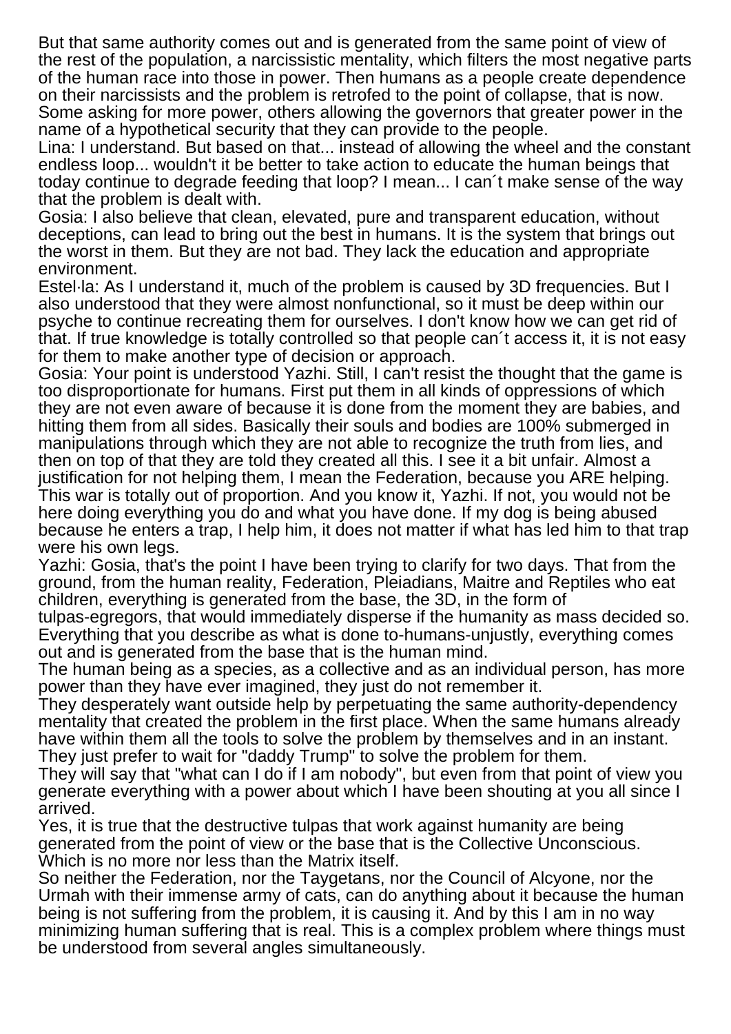But that same authority comes out and is generated from the same point of view of the rest of the population, a narcissistic mentality, which filters the most negative parts of the human race into those in power. Then humans as a people create dependence on their narcissists and the problem is retrofed to the point of collapse, that is now. Some asking for more power, others allowing the governors that greater power in the name of a hypothetical security that they can provide to the people.

Lina: I understand. But based on that... instead of allowing the wheel and the constant endless loop... wouldn't it be better to take action to educate the human beings that today continue to degrade feeding that loop? I mean... I can´t make sense of the way that the problem is dealt with.

Gosia: I also believe that clean, elevated, pure and transparent education, without deceptions, can lead to bring out the best in humans. It is the system that brings out the worst in them. But they are not bad. They lack the education and appropriate environment.

Estel·la: As I understand it, much of the problem is caused by 3D frequencies. But I also understood that they were almost nonfunctional, so it must be deep within our psyche to continue recreating them for ourselves. I don't know how we can get rid of that. If true knowledge is totally controlled so that people can´t access it, it is not easy for them to make another type of decision or approach.

Gosia: Your point is understood Yazhi. Still, I can't resist the thought that the game is too disproportionate for humans. First put them in all kinds of oppressions of which they are not even aware of because it is done from the moment they are babies, and hitting them from all sides. Basically their souls and bodies are 100% submerged in manipulations through which they are not able to recognize the truth from lies, and then on top of that they are told they created all this. I see it a bit unfair. Almost a justification for not helping them, I mean the Federation, because you ARE helping. This war is totally out of proportion. And you know it, Yazhi. If not, you would not be here doing everything you do and what you have done. If my dog is being abused because he enters a trap, I help him, it does not matter if what has led him to that trap were his own legs.

Yazhi: Gosia, that's the point I have been trying to clarify for two days. That from the ground, from the human reality, Federation, Pleiadians, Maitre and Reptiles who eat children, everything is generated from the base, the 3D, in the form of tulpas-egregors, that would immediately disperse if the humanity as mass decided so. Everything that you describe as what is done to-humans-unjustly, everything comes out and is generated from the base that is the human mind.

The human being as a species, as a collective and as an individual person, has more power than they have ever imagined, they just do not remember it.

They desperately want outside help by perpetuating the same authority-dependency mentality that created the problem in the first place. When the same humans already have within them all the tools to solve the problem by themselves and in an instant. They just prefer to wait for "daddy Trump" to solve the problem for them.

They will say that "what can I do if I am nobody", but even from that point of view you generate everything with a power about which I have been shouting at you all since I arrived.

Yes, it is true that the destructive tulpas that work against humanity are being generated from the point of view or the base that is the Collective Unconscious. Which is no more nor less than the Matrix itself.

So neither the Federation, nor the Taygetans, nor the Council of Alcyone, nor the Urmah with their immense army of cats, can do anything about it because the human being is not suffering from the problem, it is causing it. And by this I am in no way minimizing human suffering that is real. This is a complex problem where things must be understood from several angles simultaneously.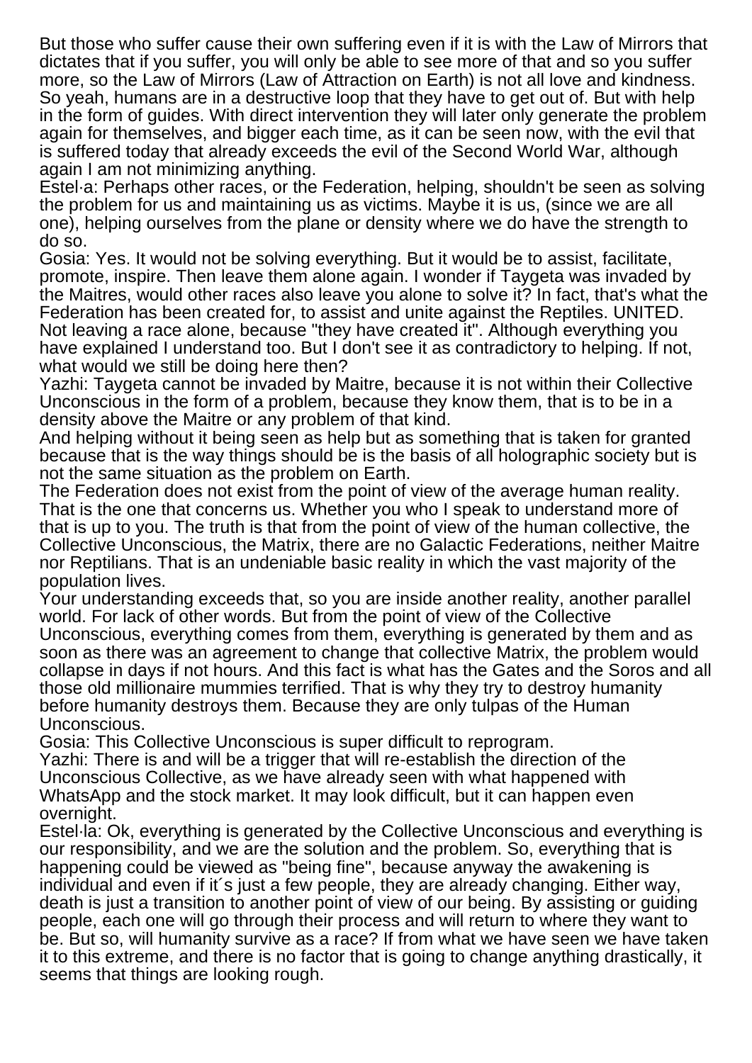But those who suffer cause their own suffering even if it is with the Law of Mirrors that dictates that if you suffer, you will only be able to see more of that and so you suffer more, so the Law of Mirrors (Law of Attraction on Earth) is not all love and kindness. So yeah, humans are in a destructive loop that they have to get out of. But with help in the form of guides. With direct intervention they will later only generate the problem again for themselves, and bigger each time, as it can be seen now, with the evil that is suffered today that already exceeds the evil of the Second World War, although again I am not minimizing anything.

Estel·a: Perhaps other races, or the Federation, helping, shouldn't be seen as solving the problem for us and maintaining us as victims. Maybe it is us, (since we are all one), helping ourselves from the plane or density where we do have the strength to do so.

Gosia: Yes. It would not be solving everything. But it would be to assist, facilitate, promote, inspire. Then leave them alone again. I wonder if Taygeta was invaded by the Maitres, would other races also leave you alone to solve it? In fact, that's what the Federation has been created for, to assist and unite against the Reptiles. UNITED. Not leaving a race alone, because "they have created it". Although everything you have explained I understand too. But I don't see it as contradictory to helping. If not, what would we still be doing here then?

Yazhi: Taygeta cannot be invaded by Maitre, because it is not within their Collective Unconscious in the form of a problem, because they know them, that is to be in a density above the Maitre or any problem of that kind.

And helping without it being seen as help but as something that is taken for granted because that is the way things should be is the basis of all holographic society but is not the same situation as the problem on Earth.

The Federation does not exist from the point of view of the average human reality. That is the one that concerns us. Whether you who I speak to understand more of that is up to you. The truth is that from the point of view of the human collective, the Collective Unconscious, the Matrix, there are no Galactic Federations, neither Maitre nor Reptilians. That is an undeniable basic reality in which the vast majority of the population lives.

Your understanding exceeds that, so you are inside another reality, another parallel world. For lack of other words. But from the point of view of the Collective Unconscious, everything comes from them, everything is generated by them and as soon as there was an agreement to change that collective Matrix, the problem would collapse in days if not hours. And this fact is what has the Gates and the Soros and all those old millionaire mummies terrified. That is why they try to destroy humanity before humanity destroys them. Because they are only tulpas of the Human Unconscious.

Gosia: This Collective Unconscious is super difficult to reprogram.

Yazhi: There is and will be a trigger that will re-establish the direction of the Unconscious Collective, as we have already seen with what happened with WhatsApp and the stock market. It may look difficult, but it can happen even overnight.

Estel·la: Ok, everything is generated by the Collective Unconscious and everything is our responsibility, and we are the solution and the problem. So, everything that is happening could be viewed as "being fine", because anyway the awakening is individual and even if it´s just a few people, they are already changing. Either way, death is just a transition to another point of view of our being. By assisting or guiding people, each one will go through their process and will return to where they want to be. But so, will humanity survive as a race? If from what we have seen we have taken it to this extreme, and there is no factor that is going to change anything drastically, it seems that things are looking rough.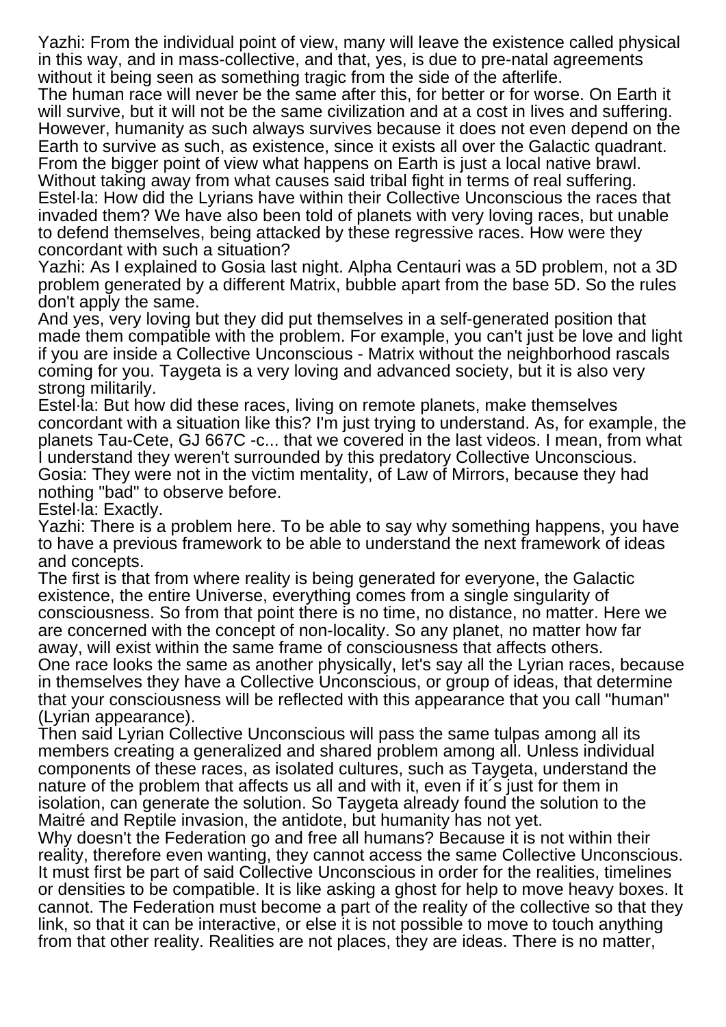Yazhi: From the individual point of view, many will leave the existence called physical in this way, and in mass-collective, and that, yes, is due to pre-natal agreements without it being seen as something tragic from the side of the afterlife.

The human race will never be the same after this, for better or for worse. On Earth it will survive, but it will not be the same civilization and at a cost in lives and suffering. However, humanity as such always survives because it does not even depend on the Earth to survive as such, as existence, since it exists all over the Galactic quadrant. From the bigger point of view what happens on Earth is just a local native brawl. Without taking away from what causes said tribal fight in terms of real suffering.

Estel·la: How did the Lyrians have within their Collective Unconscious the races that invaded them? We have also been told of planets with very loving races, but unable to defend themselves, being attacked by these regressive races. How were they concordant with such a situation?

Yazhi: As I explained to Gosia last night. Alpha Centauri was a 5D problem, not a 3D problem generated by a different Matrix, bubble apart from the base 5D. So the rules don't apply the same.

And yes, very loving but they did put themselves in a self-generated position that made them compatible with the problem. For example, you can't just be love and light if you are inside a Collective Unconscious - Matrix without the neighborhood rascals coming for you. Taygeta is a very loving and advanced society, but it is also very strong militarily.

Estel·la: But how did these races, living on remote planets, make themselves concordant with a situation like this? I'm just trying to understand. As, for example, the planets Tau-Cete, GJ 667C -c... that we covered in the last videos. I mean, from what I understand they weren't surrounded by this predatory Collective Unconscious.

Gosia: They were not in the victim mentality, of Law of Mirrors, because they had nothing "bad" to observe before.

Estel·la: Exactly.

Yazhi: There is a problem here. To be able to say why something happens, you have to have a previous framework to be able to understand the next framework of ideas and concepts.

The first is that from where reality is being generated for everyone, the Galactic existence, the entire Universe, everything comes from a single singularity of consciousness. So from that point there is no time, no distance, no matter. Here we are concerned with the concept of non-locality. So any planet, no matter how far away, will exist within the same frame of consciousness that affects others.

One race looks the same as another physically, let's say all the Lyrian races, because in themselves they have a Collective Unconscious, or group of ideas, that determine that your consciousness will be reflected with this appearance that you call "human" (Lyrian appearance).

Then said Lyrian Collective Unconscious will pass the same tulpas among all its members creating a generalized and shared problem among all. Unless individual components of these races, as isolated cultures, such as Taygeta, understand the nature of the problem that affects us all and with it, even if it´s just for them in isolation, can generate the solution. So Taygeta already found the solution to the Maitré and Reptile invasion, the antidote, but humanity has not yet.

Why doesn't the Federation go and free all humans? Because it is not within their reality, therefore even wanting, they cannot access the same Collective Unconscious. It must first be part of said Collective Unconscious in order for the realities, timelines or densities to be compatible. It is like asking a ghost for help to move heavy boxes. It cannot. The Federation must become a part of the reality of the collective so that they link, so that it can be interactive, or else it is not possible to move to touch anything from that other reality. Realities are not places, they are ideas. There is no matter,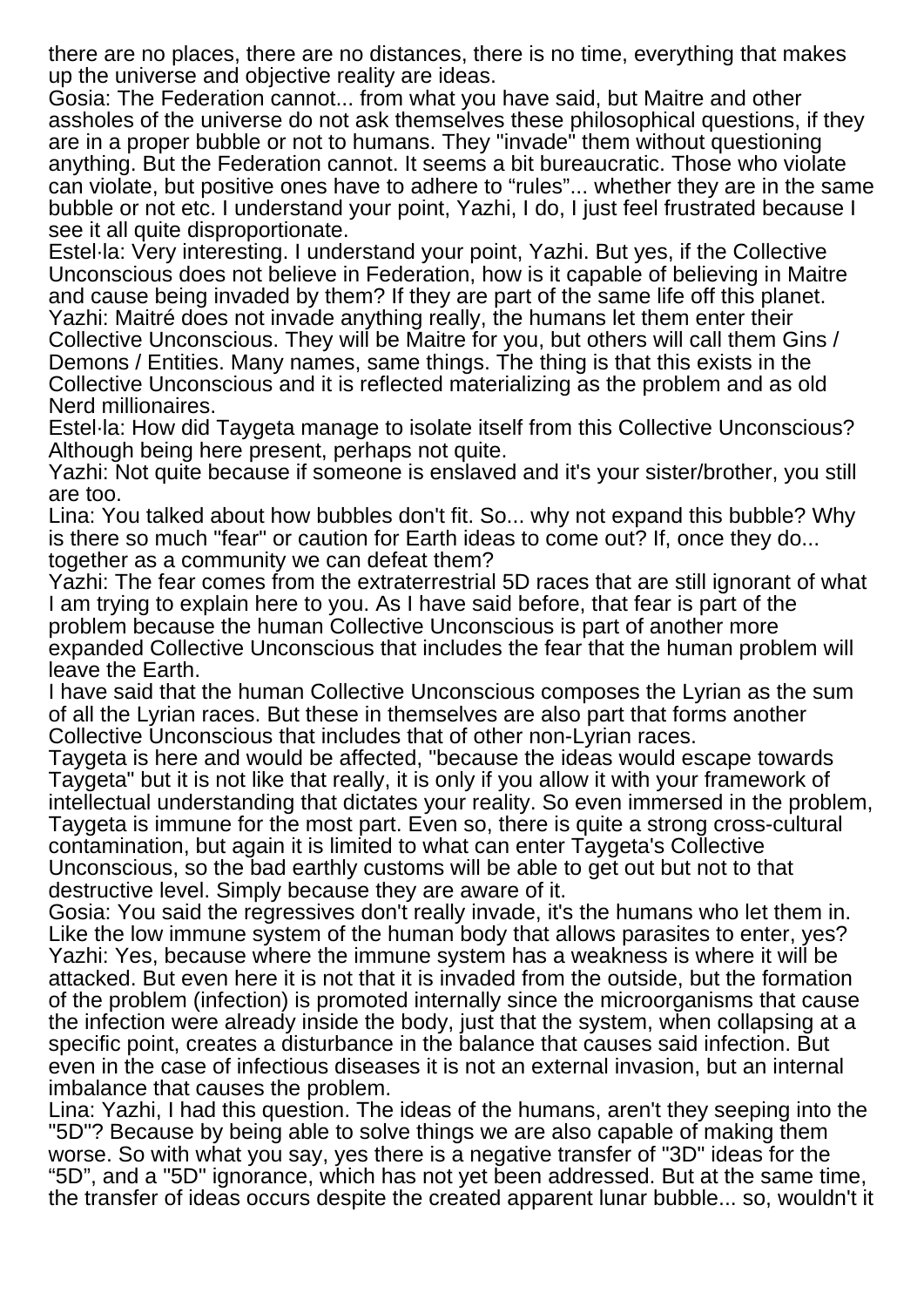there are no places, there are no distances, there is no time, everything that makes up the universe and objective reality are ideas.

Gosia: The Federation cannot... from what you have said, but Maitre and other assholes of the universe do not ask themselves these philosophical questions, if they are in a proper bubble or not to humans. They "invade" them without questioning anything. But the Federation cannot. It seems a bit bureaucratic. Those who violate can violate, but positive ones have to adhere to "rules"... whether they are in the same bubble or not etc. I understand your point, Yazhi, I do, I just feel frustrated because I see it all quite disproportionate.

Estel·la: Very interesting. I understand your point, Yazhi. But yes, if the Collective Unconscious does not believe in Federation, how is it capable of believing in Maitre and cause being invaded by them? If they are part of the same life off this planet.

Yazhi: Maitré does not invade anything really, the humans let them enter their Collective Unconscious. They will be Maitre for you, but others will call them Gins / Demons / Entities. Many names, same things. The thing is that this exists in the Collective Unconscious and it is reflected materializing as the problem and as old Nerd millionaires.

Estel·la: How did Taygeta manage to isolate itself from this Collective Unconscious? Although being here present, perhaps not quite.

Yazhi: Not quite because if someone is enslaved and it's your sister/brother, you still are too.

Lina: You talked about how bubbles don't fit. So... why not expand this bubble? Why is there so much "fear" or caution for Earth ideas to come out? If, once they do... together as a community we can defeat them?

Yazhi: The fear comes from the extraterrestrial 5D races that are still ignorant of what I am trying to explain here to you. As I have said before, that fear is part of the problem because the human Collective Unconscious is part of another more expanded Collective Unconscious that includes the fear that the human problem will leave the Earth.

I have said that the human Collective Unconscious composes the Lyrian as the sum of all the Lyrian races. But these in themselves are also part that forms another Collective Unconscious that includes that of other non-Lyrian races.

Taygeta is here and would be affected, "because the ideas would escape towards Taygeta" but it is not like that really, it is only if you allow it with your framework of intellectual understanding that dictates your reality. So even immersed in the problem, Taygeta is immune for the most part. Even so, there is quite a strong cross-cultural contamination, but again it is limited to what can enter Taygeta's Collective Unconscious, so the bad earthly customs will be able to get out but not to that destructive level. Simply because they are aware of it.

Gosia: You said the regressives don't really invade, it's the humans who let them in. Like the low immune system of the human body that allows parasites to enter, yes?

Yazhi: Yes, because where the immune system has a weakness is where it will be attacked. But even here it is not that it is invaded from the outside, but the formation of the problem (infection) is promoted internally since the microorganisms that cause the infection were already inside the body, just that the system, when collapsing at a specific point, creates a disturbance in the balance that causes said infection. But even in the case of infectious diseases it is not an external invasion, but an internal imbalance that causes the problem.

Lina: Yazhi, I had this question. The ideas of the humans, aren't they seeping into the "5D"? Because by being able to solve things we are also capable of making them worse. So with what you say, yes there is a negative transfer of "3D" ideas for the "5D", and a "5D" ignorance, which has not yet been addressed. But at the same time, the transfer of ideas occurs despite the created apparent lunar bubble... so, wouldn't it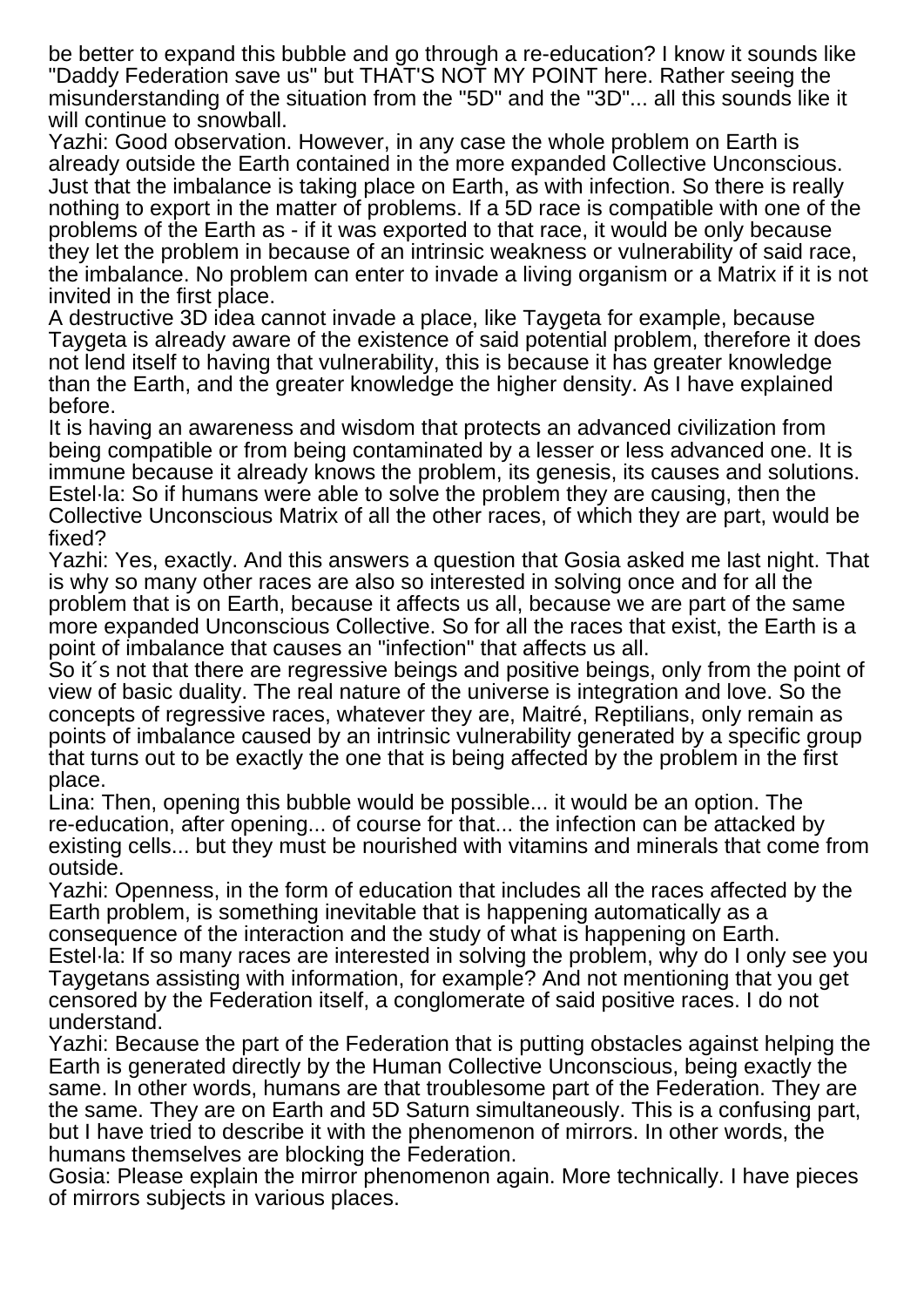be better to expand this bubble and go through a re-education? I know it sounds like "Daddy Federation save us" but THAT'S NOT MY POINT here. Rather seeing the misunderstanding of the situation from the "5D" and the "3D"... all this sounds like it will continue to snowball.

Yazhi: Good observation. However, in any case the whole problem on Earth is already outside the Earth contained in the more expanded Collective Unconscious. Just that the imbalance is taking place on Earth, as with infection. So there is really nothing to export in the matter of problems. If a 5D race is compatible with one of the problems of the Earth as - if it was exported to that race, it would be only because they let the problem in because of an intrinsic weakness or vulnerability of said race, the imbalance. No problem can enter to invade a living organism or a Matrix if it is not invited in the first place.

A destructive 3D idea cannot invade a place, like Taygeta for example, because Taygeta is already aware of the existence of said potential problem, therefore it does not lend itself to having that vulnerability, this is because it has greater knowledge than the Earth, and the greater knowledge the higher density. As I have explained before.

It is having an awareness and wisdom that protects an advanced civilization from being compatible or from being contaminated by a lesser or less advanced one. It is immune because it already knows the problem, its genesis, its causes and solutions.

Estel·la: So if humans were able to solve the problem they are causing, then the Collective Unconscious Matrix of all the other races, of which they are part, would be fixed?

Yazhi: Yes, exactly. And this answers a question that Gosia asked me last night. That is why so many other races are also so interested in solving once and for all the problem that is on Earth, because it affects us all, because we are part of the same more expanded Unconscious Collective. So for all the races that exist, the Earth is a point of imbalance that causes an "infection" that affects us all.

So it´s not that there are regressive beings and positive beings, only from the point of view of basic duality. The real nature of the universe is integration and love. So the concepts of regressive races, whatever they are, Maitré, Reptilians, only remain as points of imbalance caused by an intrinsic vulnerability generated by a specific group that turns out to be exactly the one that is being affected by the problem in the first place.

Lina: Then, opening this bubble would be possible... it would be an option. The re-education, after opening... of course for that... the infection can be attacked by existing cells... but they must be nourished with vitamins and minerals that come from outside.

Yazhi: Openness, in the form of education that includes all the races affected by the Earth problem, is something inevitable that is happening automatically as a consequence of the interaction and the study of what is happening on Earth.

Estel·la: If so many races are interested in solving the problem, why do I only see you Taygetans assisting with information, for example? And not mentioning that you get censored by the Federation itself, a conglomerate of said positive races. I do not understand.

Yazhi: Because the part of the Federation that is putting obstacles against helping the Earth is generated directly by the Human Collective Unconscious, being exactly the same. In other words, humans are that troublesome part of the Federation. They are the same. They are on Earth and 5D Saturn simultaneously. This is a confusing part, but I have tried to describe it with the phenomenon of mirrors. In other words, the humans themselves are blocking the Federation.

Gosia: Please explain the mirror phenomenon again. More technically. I have pieces of mirrors subjects in various places.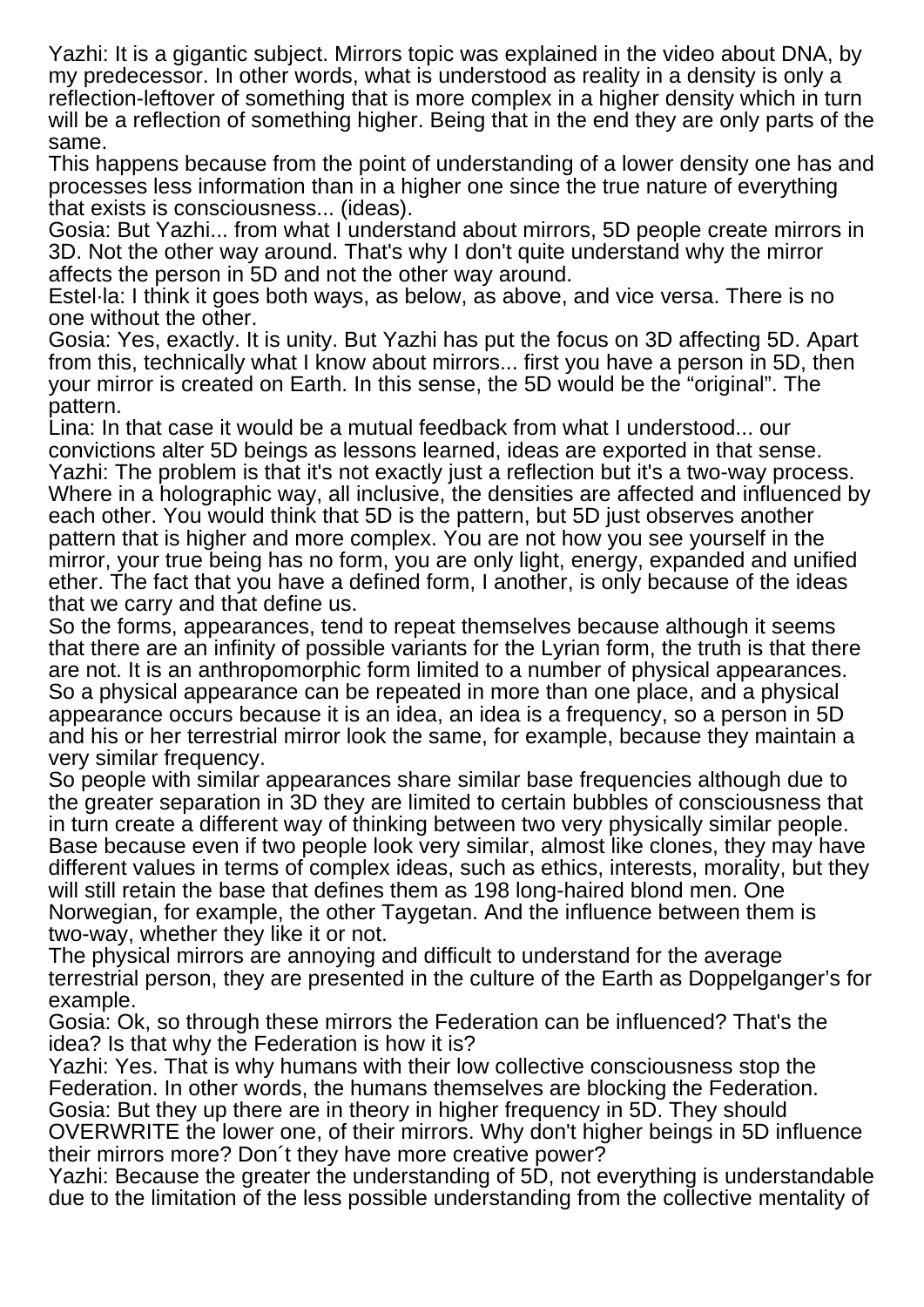Yazhi: It is a gigantic subject. Mirrors topic was explained in the video about DNA, by my predecessor. In other words, what is understood as reality in a density is only a reflection-leftover of something that is more complex in a higher density which in turn will be a reflection of something higher. Being that in the end they are only parts of the same.

This happens because from the point of understanding of a lower density one has and processes less information than in a higher one since the true nature of everything that exists is consciousness... (ideas).

Gosia: But Yazhi... from what I understand about mirrors, 5D people create mirrors in 3D. Not the other way around. That's why I don't quite understand why the mirror affects the person in 5D and not the other way around.

Estel·la: I think it goes both ways, as below, as above, and vice versa. There is no one without the other.

Gosia: Yes, exactly. It is unity. But Yazhi has put the focus on 3D affecting 5D. Apart from this, technically what I know about mirrors... first you have a person in 5D, then your mirror is created on Earth. In this sense, the 5D would be the "original". The pattern.

Lina: In that case it would be a mutual feedback from what I understood... our convictions alter 5D beings as lessons learned, ideas are exported in that sense.

Yazhi: The problem is that it's not exactly just a reflection but it's a two-way process. Where in a holographic way, all inclusive, the densities are affected and influenced by each other. You would think that 5D is the pattern, but 5D just observes another pattern that is higher and more complex. You are not how you see yourself in the mirror, your true being has no form, you are only light, energy, expanded and unified ether. The fact that you have a defined form, I another, is only because of the ideas that we carry and that define us.

So the forms, appearances, tend to repeat themselves because although it seems that there are an infinity of possible variants for the Lyrian form, the truth is that there are not. It is an anthropomorphic form limited to a number of physical appearances. So a physical appearance can be repeated in more than one place, and a physical appearance occurs because it is an idea, an idea is a frequency, so a person in 5D and his or her terrestrial mirror look the same, for example, because they maintain a very similar frequency.

So people with similar appearances share similar base frequencies although due to the greater separation in 3D they are limited to certain bubbles of consciousness that in turn create a different way of thinking between two very physically similar people. Base because even if two people look very similar, almost like clones, they may have different values in terms of complex ideas, such as ethics, interests, morality, but they will still retain the base that defines them as 198 long-haired blond men. One Norwegian, for example, the other Taygetan. And the influence between them is two-way, whether they like it or not.

The physical mirrors are annoying and difficult to understand for the average terrestrial person, they are presented in the culture of the Earth as Doppelganger's for example.

Gosia: Ok, so through these mirrors the Federation can be influenced? That's the idea? Is that why the Federation is how it is?

Yazhi: Yes. That is why humans with their low collective consciousness stop the Federation. In other words, the humans themselves are blocking the Federation.

Gosia: But they up there are in theory in higher frequency in 5D. They should OVERWRITE the lower one, of their mirrors. Why don't higher beings in 5D influence their mirrors more? Don´t they have more creative power?

Yazhi: Because the greater the understanding of 5D, not everything is understandable due to the limitation of the less possible understanding from the collective mentality of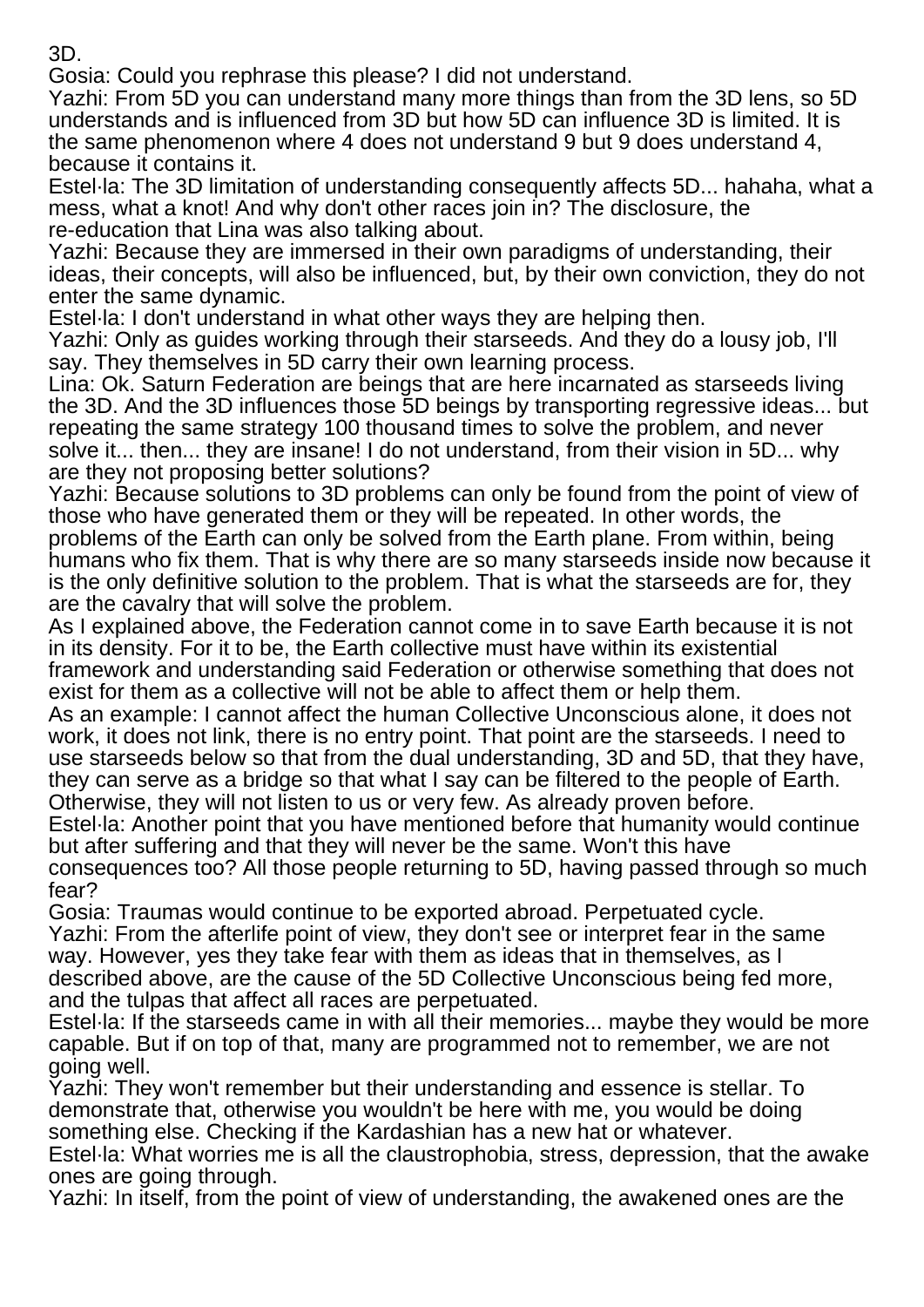3D.

Gosia: Could you rephrase this please? I did not understand.

Yazhi: From 5D you can understand many more things than from the 3D lens, so 5D understands and is influenced from 3D but how 5D can influence 3D is limited. It is the same phenomenon where 4 does not understand 9 but 9 does understand 4, because it contains it.

Estel·la: The 3D limitation of understanding consequently affects 5D... hahaha, what a mess, what a knot! And why don't other races join in? The disclosure, the re-education that Lina was also talking about.

Yazhi: Because they are immersed in their own paradigms of understanding, their ideas, their concepts, will also be influenced, but, by their own conviction, they do not enter the same dynamic.

Estel·la: I don't understand in what other ways they are helping then.

Yazhi: Only as guides working through their starseeds. And they do a lousy job, I'll say. They themselves in 5D carry their own learning process.

Lina: Ok. Saturn Federation are beings that are here incarnated as starseeds living the 3D. And the 3D influences those 5D beings by transporting regressive ideas... but repeating the same strategy 100 thousand times to solve the problem, and never solve it... then... they are insane! I do not understand, from their vision in 5D... why are they not proposing better solutions?

Yazhi: Because solutions to 3D problems can only be found from the point of view of those who have generated them or they will be repeated. In other words, the problems of the Earth can only be solved from the Earth plane. From within, being humans who fix them. That is why there are so many starseeds inside now because it is the only definitive solution to the problem. That is what the starseeds are for, they are the cavalry that will solve the problem.

As I explained above, the Federation cannot come in to save Earth because it is not in its density. For it to be, the Earth collective must have within its existential framework and understanding said Federation or otherwise something that does not exist for them as a collective will not be able to affect them or help them.

As an example: I cannot affect the human Collective Unconscious alone, it does not work, it does not link, there is no entry point. That point are the starseeds. I need to use starseeds below so that from the dual understanding, 3D and 5D, that they have, they can serve as a bridge so that what I say can be filtered to the people of Earth. Otherwise, they will not listen to us or very few. As already proven before.

Estel·la: Another point that you have mentioned before that humanity would continue but after suffering and that they will never be the same. Won't this have consequences too? All those people returning to 5D, having passed through so much fear?

Gosia: Traumas would continue to be exported abroad. Perpetuated cycle.

Yazhi: From the afterlife point of view, they don't see or interpret fear in the same way. However, yes they take fear with them as ideas that in themselves, as I described above, are the cause of the 5D Collective Unconscious being fed more, and the tulpas that affect all races are perpetuated.

Estel·la: If the starseeds came in with all their memories... maybe they would be more capable. But if on top of that, many are programmed not to remember, we are not going well.

Yazhi: They won't remember but their understanding and essence is stellar. To demonstrate that, otherwise you wouldn't be here with me, you would be doing something else. Checking if the Kardashian has a new hat or whatever.

Estel·la: What worries me is all the claustrophobia, stress, depression, that the awake ones are going through.

Yazhi: In itself, from the point of view of understanding, the awakened ones are the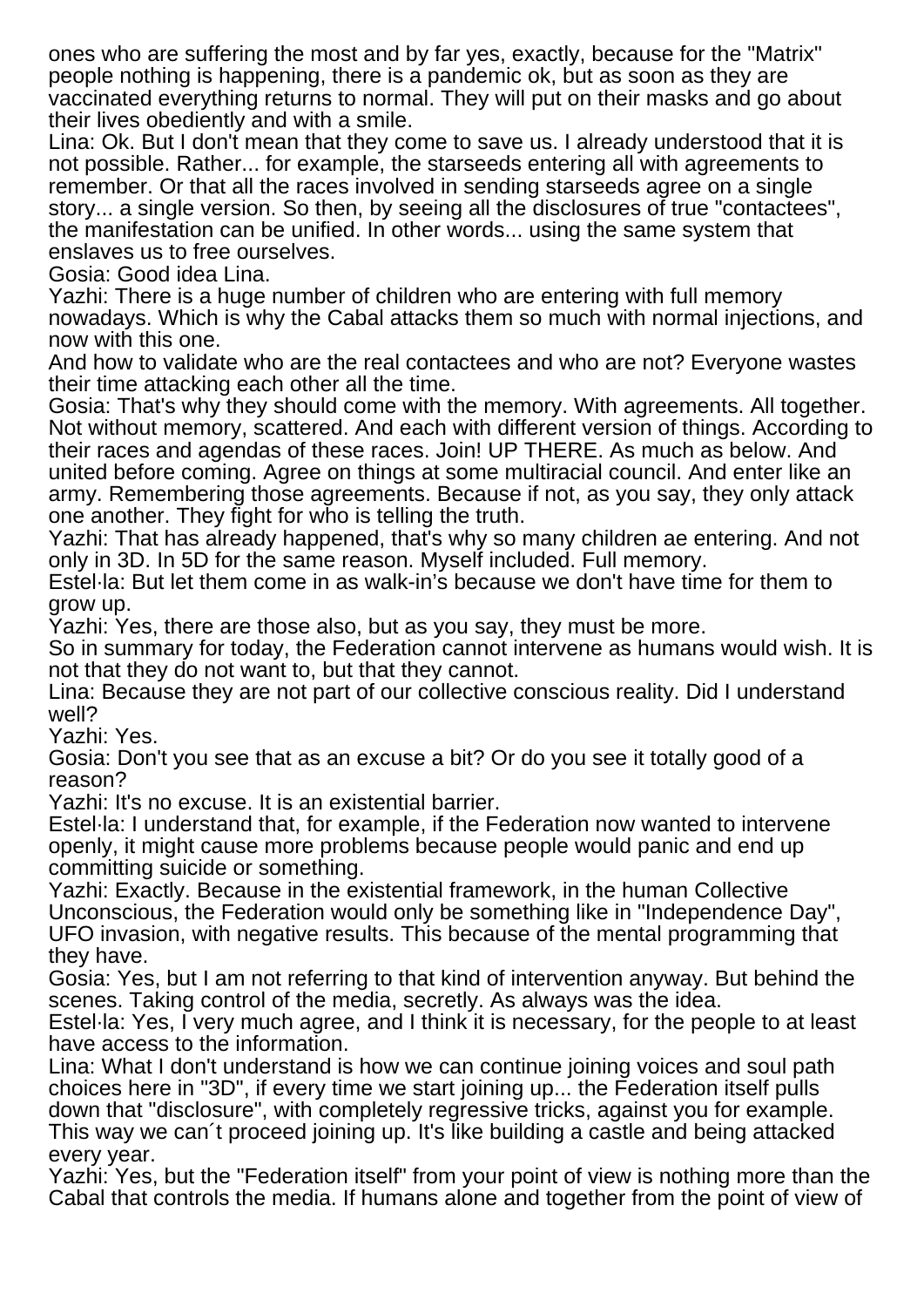ones who are suffering the most and by far yes, exactly, because for the "Matrix" people nothing is happening, there is a pandemic ok, but as soon as they are vaccinated everything returns to normal. They will put on their masks and go about their lives obediently and with a smile.

Lina: Ok. But I don't mean that they come to save us. I already understood that it is not possible. Rather... for example, the starseeds entering all with agreements to remember. Or that all the races involved in sending starseeds agree on a single story... a single version. So then, by seeing all the disclosures of true "contactees", the manifestation can be unified. In other words... using the same system that enslaves us to free ourselves.

Gosia: Good idea Lina.

Yazhi: There is a huge number of children who are entering with full memory nowadays. Which is why the Cabal attacks them so much with normal injections, and now with this one.

And how to validate who are the real contactees and who are not? Everyone wastes their time attacking each other all the time.

Gosia: That's why they should come with the memory. With agreements. All together. Not without memory, scattered. And each with different version of things. According to their races and agendas of these races. Join! UP THERE. As much as below. And united before coming. Agree on things at some multiracial council. And enter like an army. Remembering those agreements. Because if not, as you say, they only attack one another. They fight for who is telling the truth.

Yazhi: That has already happened, that's why so many children ae entering. And not only in 3D. In 5D for the same reason. Myself included. Full memory.

Estel·la: But let them come in as walk-in's because we don't have time for them to grow up.

Yazhi: Yes, there are those also, but as you say, they must be more.

So in summary for today, the Federation cannot intervene as humans would wish. It is not that they do not want to, but that they cannot.

Lina: Because they are not part of our collective conscious reality. Did I understand well?

Yazhi: Yes.

Gosia: Don't you see that as an excuse a bit? Or do you see it totally good of a reason?

Yazhi: It's no excuse. It is an existential barrier.

Estel·la: I understand that, for example, if the Federation now wanted to intervene openly, it might cause more problems because people would panic and end up committing suicide or something.

Yazhi: Exactly. Because in the existential framework, in the human Collective Unconscious, the Federation would only be something like in "Independence Day", UFO invasion, with negative results. This because of the mental programming that they have.

Gosia: Yes, but I am not referring to that kind of intervention anyway. But behind the scenes. Taking control of the media, secretly. As always was the idea.

Estel·la: Yes, I very much agree, and I think it is necessary, for the people to at least have access to the information.

Lina: What I don't understand is how we can continue joining voices and soul path choices here in "3D", if every time we start joining up... the Federation itself pulls down that "disclosure", with completely regressive tricks, against you for example. This way we can´t proceed joining up. It's like building a castle and being attacked every year.

Yazhi: Yes, but the "Federation itself" from your point of view is nothing more than the Cabal that controls the media. If humans alone and together from the point of view of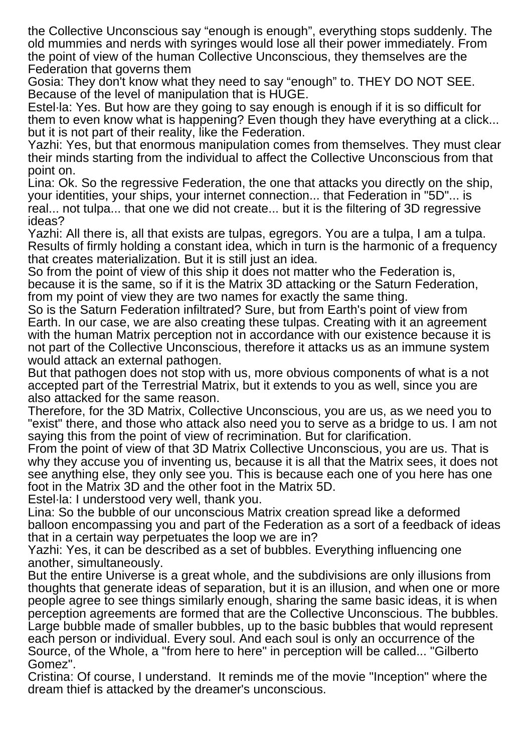the Collective Unconscious say “enough is enough”, everything stops suddenly. The old mummies and nerds with syringes would lose all their power immediately. From the point of view of the human Collective Unconscious, they themselves are the Federation that governs them

Gosia: They don't know what they need to say “enough” to. THEY DO NOT SEE. Because of the level of manipulation that is HUGE.

Estel·la: Yes. But how are they going to say enough is enough if it is so difficult for them to even know what is happening? Even though they have everything at a click... but it is not part of their reality, like the Federation.

Yazhi: Yes, but that enormous manipulation comes from themselves. They must clear their minds starting from the individual to affect the Collective Unconscious from that point on.

Lina: Ok. So the regressive Federation, the one that attacks you directly on the ship, your identities, your ships, your internet connection... that Federation in "5D"... is real... not tulpa... that one we did not create... but it is the filtering of 3D regressive ideas?

Yazhi: All there is, all that exists are tulpas, egregors. You are a tulpa, I am a tulpa. Results of firmly holding a constant idea, which in turn is the harmonic of a frequency that creates materialization. But it is still just an idea.

So from the point of view of this ship it does not matter who the Federation is, because it is the same, so if it is the Matrix 3D attacking or the Saturn Federation, from my point of view they are two names for exactly the same thing.

So is the Saturn Federation infiltrated? Sure, but from Earth's point of view from Earth. In our case, we are also creating these tulpas. Creating with it an agreement with the human Matrix perception not in accordance with our existence because it is not part of the Collective Unconscious, therefore it attacks us as an immune system would attack an external pathogen.

But that pathogen does not stop with us, more obvious components of what is a not accepted part of the Terrestrial Matrix, but it extends to you as well, since you are also attacked for the same reason.

Therefore, for the 3D Matrix, Collective Unconscious, you are us, as we need you to "exist" there, and those who attack also need you to serve as a bridge to us. I am not saying this from the point of view of recrimination. But for clarification.

From the point of view of that 3D Matrix Collective Unconscious, you are us. That is why they accuse you of inventing us, because it is all that the Matrix sees, it does not see anything else, they only see you. This is because each one of you here has one foot in the Matrix 3D and the other foot in the Matrix 5D.

Estel·la: I understood very well, thank you.

Lina: So the bubble of our unconscious Matrix creation spread like a deformed balloon encompassing you and part of the Federation as a sort of a feedback of ideas that in a certain way perpetuates the loop we are in?

Yazhi: Yes, it can be described as a set of bubbles. Everything influencing one another, simultaneously.

But the entire Universe is a great whole, and the subdivisions are only illusions from thoughts that generate ideas of separation, but it is an illusion, and when one or more people agree to see things similarly enough, sharing the same basic ideas, it is when perception agreements are formed that are the Collective Unconscious. The bubbles. Large bubble made of smaller bubbles, up to the basic bubbles that would represent each person or individual. Every soul. And each soul is only an occurrence of the Source, of the Whole, a "from here to here" in perception will be called... "Gilberto Gomez".

Cristina: Of course, I understand. It reminds me of the movie "Inception" where the dream thief is attacked by the dreamer's unconscious.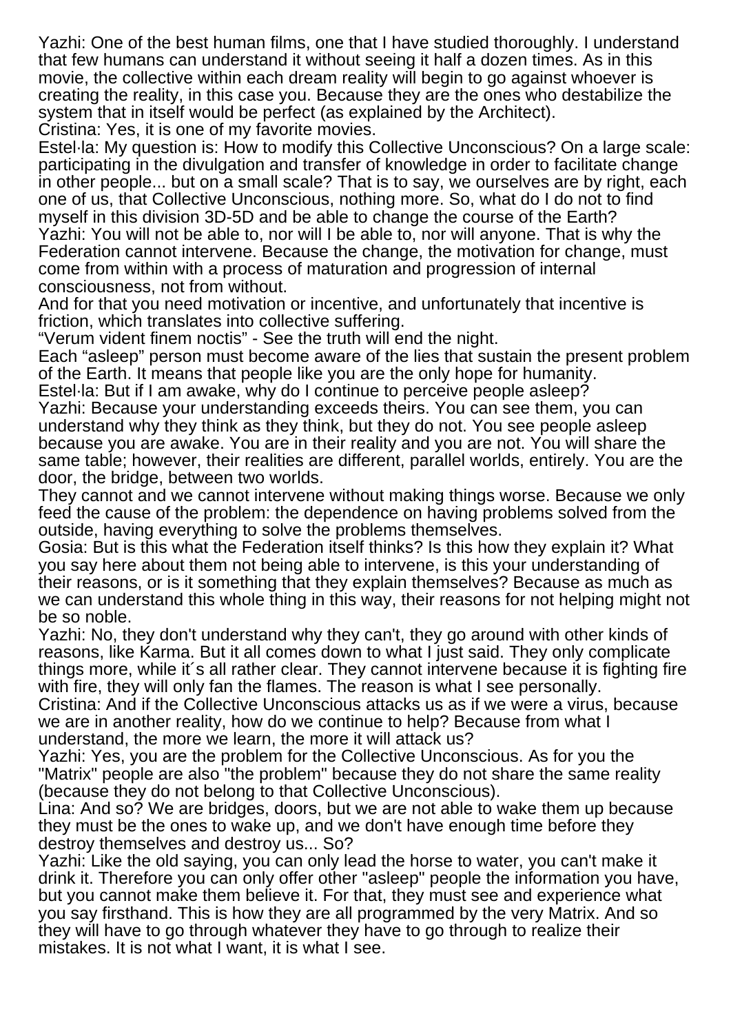Yazhi: One of the best human films, one that I have studied thoroughly. I understand that few humans can understand it without seeing it half a dozen times. As in this movie, the collective within each dream reality will begin to go against whoever is creating the reality, in this case you. Because they are the ones who destabilize the system that in itself would be perfect (as explained by the Architect).

Cristina: Yes, it is one of my favorite movies.

Estel·la: My question is: How to modify this Collective Unconscious? On a large scale: participating in the divulgation and transfer of knowledge in order to facilitate change in other people... but on a small scale? That is to say, we ourselves are by right, each one of us, that Collective Unconscious, nothing more. So, what do I do not to find myself in this division 3D-5D and be able to change the course of the Earth?

Yazhi: You will not be able to, nor will I be able to, nor will anyone. That is why the Federation cannot intervene. Because the change, the motivation for change, must come from within with a process of maturation and progression of internal consciousness, not from without.

And for that you need motivation or incentive, and unfortunately that incentive is friction, which translates into collective suffering.

"Verum vident finem noctis" - See the truth will end the night.

Each "asleep" person must become aware of the lies that sustain the present problem of the Earth. It means that people like you are the only hope for humanity.

Estel·la: But if I am awake, why do I continue to perceive people asleep?

Yazhi: Because your understanding exceeds theirs. You can see them, you can understand why they think as they think, but they do not. You see people asleep because you are awake. You are in their reality and you are not. You will share the same table; however, their realities are different, parallel worlds, entirely. You are the door, the bridge, between two worlds.

They cannot and we cannot intervene without making things worse. Because we only feed the cause of the problem: the dependence on having problems solved from the outside, having everything to solve the problems themselves.

Gosia: But is this what the Federation itself thinks? Is this how they explain it? What you say here about them not being able to intervene, is this your understanding of their reasons, or is it something that they explain themselves? Because as much as we can understand this whole thing in this way, their reasons for not helping might not be so noble.

Yazhi: No, they don't understand why they can't, they go around with other kinds of reasons, like Karma. But it all comes down to what I just said. They only complicate things more, while it´s all rather clear. They cannot intervene because it is fighting fire with fire, they will only fan the flames. The reason is what I see personally.

Cristina: And if the Collective Unconscious attacks us as if we were a virus, because we are in another reality, how do we continue to help? Because from what I understand, the more we learn, the more it will attack us?

Yazhi: Yes, you are the problem for the Collective Unconscious. As for you the "Matrix" people are also "the problem" because they do not share the same reality (because they do not belong to that Collective Unconscious).

Lina: And so? We are bridges, doors, but we are not able to wake them up because they must be the ones to wake up, and we don't have enough time before they destroy themselves and destroy us... So?

Yazhi: Like the old saying, you can only lead the horse to water, you can't make it drink it. Therefore you can only offer other "asleep" people the information you have, but you cannot make them believe it. For that, they must see and experience what you say firsthand. This is how they are all programmed by the very Matrix. And so they will have to go through whatever they have to go through to realize their mistakes. It is not what I want, it is what I see.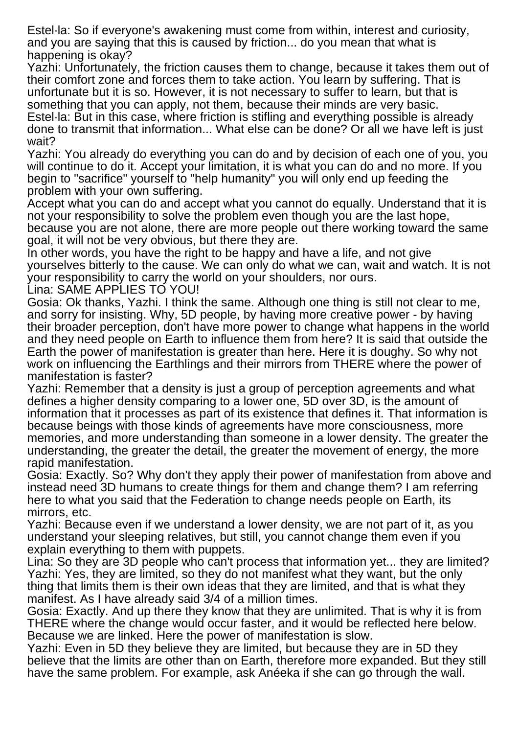Estel·la: So if everyone's awakening must come from within, interest and curiosity, and you are saying that this is caused by friction... do you mean that what is happening is okay?

Yazhi: Unfortunately, the friction causes them to change, because it takes them out of their comfort zone and forces them to take action. You learn by suffering. That is unfortunate but it is so. However, it is not necessary to suffer to learn, but that is something that you can apply, not them, because their minds are very basic.

Estel·la: But in this case, where friction is stifling and everything possible is already done to transmit that information... What else can be done? Or all we have left is just wait?

Yazhi: You already do everything you can do and by decision of each one of you, you will continue to do it. Accept your limitation, it is what you can do and no more. If you begin to "sacrifice" yourself to "help humanity" you will only end up feeding the problem with your own suffering.

Accept what you can do and accept what you cannot do equally. Understand that it is not your responsibility to solve the problem even though you are the last hope, because you are not alone, there are more people out there working toward the same goal, it will not be very obvious, but there they are.

In other words, you have the right to be happy and have a life, and not give yourselves bitterly to the cause. We can only do what we can, wait and watch. It is not your responsibility to carry the world on your shoulders, nor ours.

Lina: SAME APPLIES TO YOU!

Gosia: Ok thanks, Yazhi. I think the same. Although one thing is still not clear to me, and sorry for insisting. Why, 5D people, by having more creative power - by having their broader perception, don't have more power to change what happens in the world and they need people on Earth to influence them from here? It is said that outside the Earth the power of manifestation is greater than here. Here it is doughy. So why not work on influencing the Earthlings and their mirrors from THERE where the power of manifestation is faster?

Yazhi: Remember that a density is just a group of perception agreements and what defines a higher density comparing to a lower one, 5D over 3D, is the amount of information that it processes as part of its existence that defines it. That information is because beings with those kinds of agreements have more consciousness, more memories, and more understanding than someone in a lower density. The greater the understanding, the greater the detail, the greater the movement of energy, the more rapid manifestation.

Gosia: Exactly. So? Why don't they apply their power of manifestation from above and instead need 3D humans to create things for them and change them? I am referring here to what you said that the Federation to change needs people on Earth, its mirrors, etc.

Yazhi: Because even if we understand a lower density, we are not part of it, as you understand your sleeping relatives, but still, you cannot change them even if you explain everything to them with puppets.

Lina: So they are 3D people who can't process that information yet... they are limited?

Yazhi: Yes, they are limited, so they do not manifest what they want, but the only thing that limits them is their own ideas that they are limited, and that is what they manifest. As I have already said 3/4 of a million times.

Gosia: Exactly. And up there they know that they are unlimited. That is why it is from THERE where the change would occur faster, and it would be reflected here below. Because we are linked. Here the power of manifestation is slow.

Yazhi: Even in 5D they believe they are limited, but because they are in 5D they believe that the limits are other than on Earth, therefore more expanded. But they still have the same problem. For example, ask Anéeka if she can go through the wall.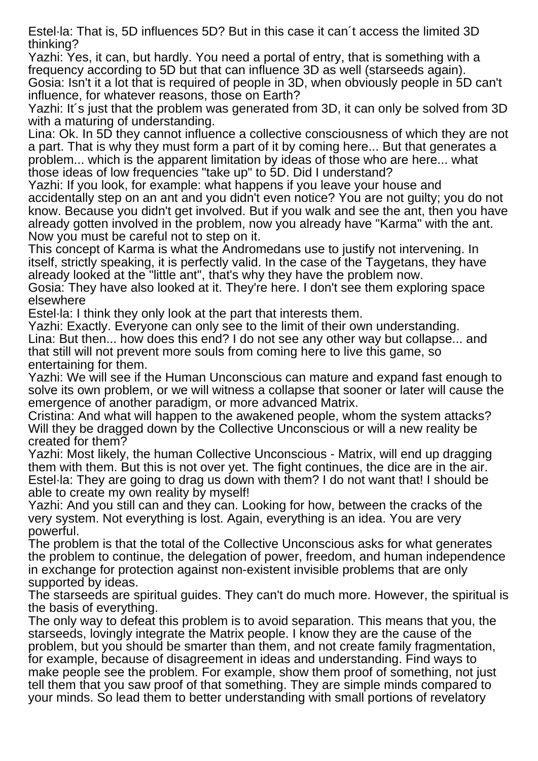Estel·la: That is, 5D influences 5D? But in this case it can´t access the limited 3D thinking?

Yazhi: Yes, it can, but hardly. You need a portal of entry, that is something with a frequency according to 5D but that can influence 3D as well (starseeds again).

Gosia: Isn't it a lot that is required of people in 3D, when obviously people in 5D can't influence, for whatever reasons, those on Earth?

Yazhi: It´s just that the problem was generated from 3D, it can only be solved from 3D with a maturing of understanding.

Lina: Ok. In 5D they cannot influence a collective consciousness of which they are not a part. That is why they must form a part of it by coming here... But that generates a problem... which is the apparent limitation by ideas of those who are here... what those ideas of low frequencies "take up" to 5D. Did I understand?

Yazhi: If you look, for example: what happens if you leave your house and accidentally step on an ant and you didn't even notice? You are not guilty; you do not know. Because you didn't get involved. But if you walk and see the ant, then you have already gotten involved in the problem, now you already have "Karma" with the ant. Now you must be careful not to step on it.

This concept of Karma is what the Andromedans use to justify not intervening. In itself, strictly speaking, it is perfectly valid. In the case of the Taygetans, they have already looked at the "little ant", that's why they have the problem now.

Gosia: They have also looked at it. They're here. I don't see them exploring space elsewhere

Estel·la: I think they only look at the part that interests them.

Yazhi: Exactly. Everyone can only see to the limit of their own understanding.

Lina: But then... how does this end? I do not see any other way but collapse... and that still will not prevent more souls from coming here to live this game, so entertaining for them.

Yazhi: We will see if the Human Unconscious can mature and expand fast enough to solve its own problem, or we will witness a collapse that sooner or later will cause the emergence of another paradigm, or more advanced Matrix.

Cristina: And what will happen to the awakened people, whom the system attacks? Will they be dragged down by the Collective Unconscious or will a new reality be created for them?

Yazhi: Most likely, the human Collective Unconscious - Matrix, will end up dragging them with them. But this is not over yet. The fight continues, the dice are in the air.

Estel·la: They are going to drag us down with them? I do not want that! I should be able to create my own reality by myself!

Yazhi: And you still can and they can. Looking for how, between the cracks of the very system. Not everything is lost. Again, everything is an idea. You are very powerful.

The problem is that the total of the Collective Unconscious asks for what generates the problem to continue, the delegation of power, freedom, and human independence in exchange for protection against non-existent invisible problems that are only supported by ideas.

The starseeds are spiritual guides. They can't do much more. However, the spiritual is the basis of everything.

The only way to defeat this problem is to avoid separation. This means that you, the starseeds, lovingly integrate the Matrix people. I know they are the cause of the problem, but you should be smarter than them, and not create family fragmentation, for example, because of disagreement in ideas and understanding. Find ways to make people see the problem. For example, show them proof of something, not just tell them that you saw proof of that something. They are simple minds compared to your minds. So lead them to better understanding with small portions of revelatory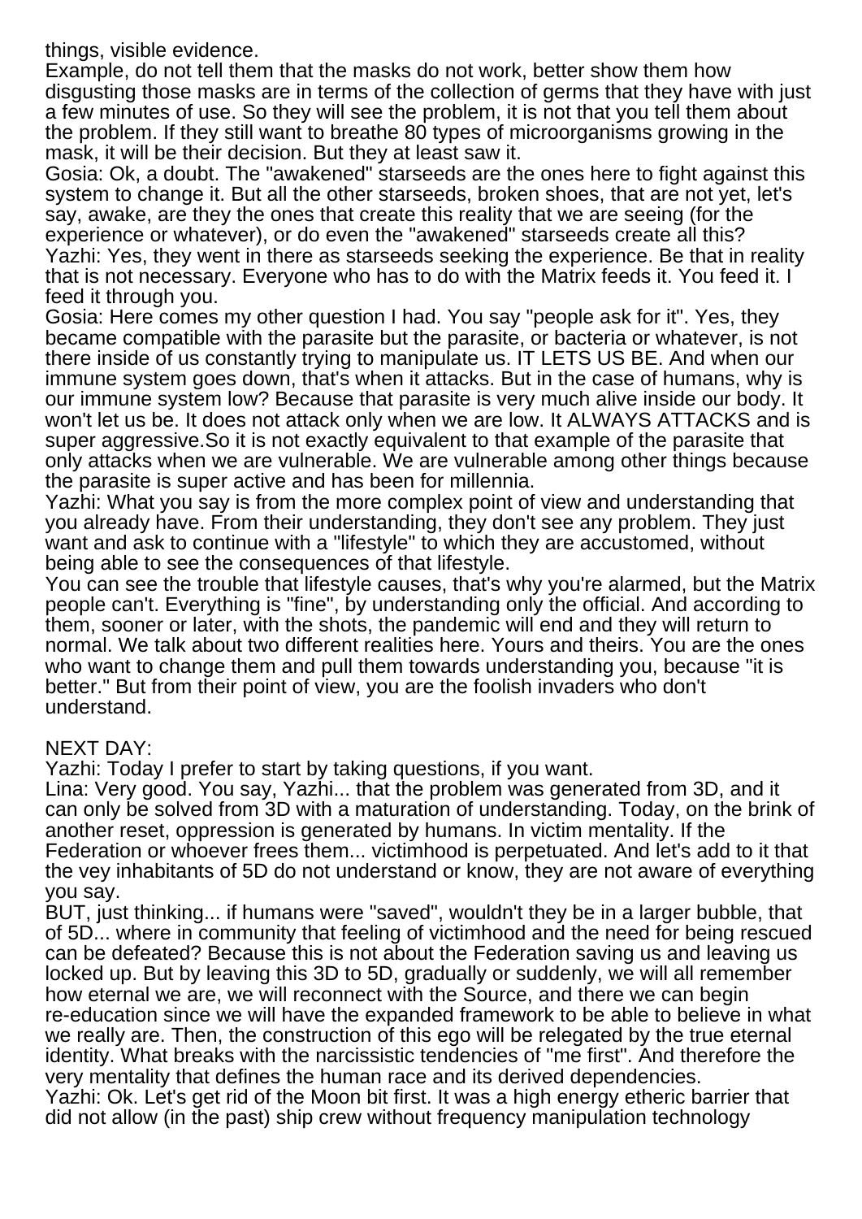things, visible evidence.
Example, do not tell them that the masks do not work, better show them how disgusting those masks are in terms of the collection of germs that they have with just a few minutes of use. So they will see the problem, it is not that you tell them about the problem. If they still want to breathe 80 types of microorganisms growing in the mask, it will be their decision. But they at least saw it.
Gosia: Ok, a doubt. The "awakened" starseeds are the ones here to fight against this system to change it. But all the other starseeds, broken shoes, that are not yet, let's say, awake, are they the ones that create this reality that we are seeing (for the experience or whatever), or do even the "awakened" starseeds create all this?
Yazhi: Yes, they went in there as starseeds seeking the experience. Be that in reality that is not necessary. Everyone who has to do with the Matrix feeds it. You feed it. I feed it through you.
Gosia: Here comes my other question I had. You say "people ask for it". Yes, they became compatible with the parasite but the parasite, or bacteria or whatever, is not there inside of us constantly trying to manipulate us. IT LETS US BE. And when our immune system goes down, that's when it attacks. But in the case of humans, why is our immune system low? Because that parasite is very much alive inside our body. It won't let us be. It does not attack only when we are low. It ALWAYS ATTACKS and is super aggressive.So it is not exactly equivalent to that example of the parasite that only attacks when we are vulnerable. We are vulnerable among other things because the parasite is super active and has been for millennia.
Yazhi: What you say is from the more complex point of view and understanding that you already have. From their understanding, they don't see any problem. They just want and ask to continue with a "lifestyle" to which they are accustomed, without being able to see the consequences of that lifestyle.
You can see the trouble that lifestyle causes, that's why you're alarmed, but the Matrix people can't. Everything is "fine", by understanding only the official. And according to them, sooner or later, with the shots, the pandemic will end and they will return to normal. We talk about two different realities here. Yours and theirs. You are the ones who want to change them and pull them towards understanding you, because "it is better." But from their point of view, you are the foolish invaders who don't understand.

NEXT DAY:
Yazhi: Today I prefer to start by taking questions, if you want.
Lina: Very good. You say, Yazhi... that the problem was generated from 3D, and it can only be solved from 3D with a maturation of understanding. Today, on the brink of another reset, oppression is generated by humans. In victim mentality. If the Federation or whoever frees them... victimhood is perpetuated. And let's add to it that the vey inhabitants of 5D do not understand or know, they are not aware of everything you say.
BUT, just thinking... if humans were "saved", wouldn't they be in a larger bubble, that of 5D... where in community that feeling of victimhood and the need for being rescued can be defeated? Because this is not about the Federation saving us and leaving us locked up. But by leaving this 3D to 5D, gradually or suddenly, we will all remember how eternal we are, we will reconnect with the Source, and there we can begin re-education since we will have the expanded framework to be able to believe in what we really are. Then, the construction of this ego will be relegated by the true eternal identity. What breaks with the narcissistic tendencies of "me first". And therefore the very mentality that defines the human race and its derived dependencies.
Yazhi: Ok. Let's get rid of the Moon bit first. It was a high energy etheric barrier that did not allow (in the past) ship crew without frequency manipulation technology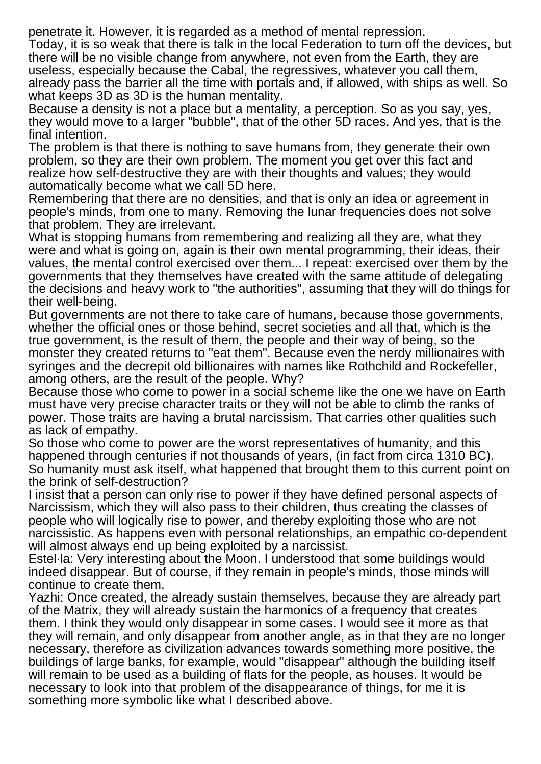penetrate it. However, it is regarded as a method of mental repression.

Today, it is so weak that there is talk in the local Federation to turn off the devices, but there will be no visible change from anywhere, not even from the Earth, they are useless, especially because the Cabal, the regressives, whatever you call them, already pass the barrier all the time with portals and, if allowed, with ships as well. So what keeps 3D as 3D is the human mentality.

Because a density is not a place but a mentality, a perception. So as you say, yes, they would move to a larger "bubble", that of the other 5D races. And yes, that is the final intention.

The problem is that there is nothing to save humans from, they generate their own problem, so they are their own problem. The moment you get over this fact and realize how self-destructive they are with their thoughts and values; they would automatically become what we call 5D here.

Remembering that there are no densities, and that is only an idea or agreement in people's minds, from one to many. Removing the lunar frequencies does not solve that problem. They are irrelevant.

What is stopping humans from remembering and realizing all they are, what they were and what is going on, again is their own mental programming, their ideas, their values, the mental control exercised over them... I repeat: exercised over them by the governments that they themselves have created with the same attitude of delegating the decisions and heavy work to "the authorities", assuming that they will do things for their well-being.

But governments are not there to take care of humans, because those governments, whether the official ones or those behind, secret societies and all that, which is the true government, is the result of them, the people and their way of being, so the monster they created returns to "eat them". Because even the nerdy millionaires with syringes and the decrepit old billionaires with names like Rothchild and Rockefeller, among others, are the result of the people. Why?

Because those who come to power in a social scheme like the one we have on Earth must have very precise character traits or they will not be able to climb the ranks of power. Those traits are having a brutal narcissism. That carries other qualities such as lack of empathy.

So those who come to power are the worst representatives of humanity, and this happened through centuries if not thousands of years, (in fact from circa 1310 BC). So humanity must ask itself, what happened that brought them to this current point on the brink of self-destruction?

I insist that a person can only rise to power if they have defined personal aspects of Narcissism, which they will also pass to their children, thus creating the classes of people who will logically rise to power, and thereby exploiting those who are not narcissistic. As happens even with personal relationships, an empathic co-dependent will almost always end up being exploited by a narcissist.

Estel·la: Very interesting about the Moon. I understood that some buildings would indeed disappear. But of course, if they remain in people's minds, those minds will continue to create them.

Yazhi: Once created, the already sustain themselves, because they are already part of the Matrix, they will already sustain the harmonics of a frequency that creates them. I think they would only disappear in some cases. I would see it more as that they will remain, and only disappear from another angle, as in that they are no longer necessary, therefore as civilization advances towards something more positive, the buildings of large banks, for example, would "disappear" although the building itself will remain to be used as a building of flats for the people, as houses. It would be necessary to look into that problem of the disappearance of things, for me it is something more symbolic like what I described above.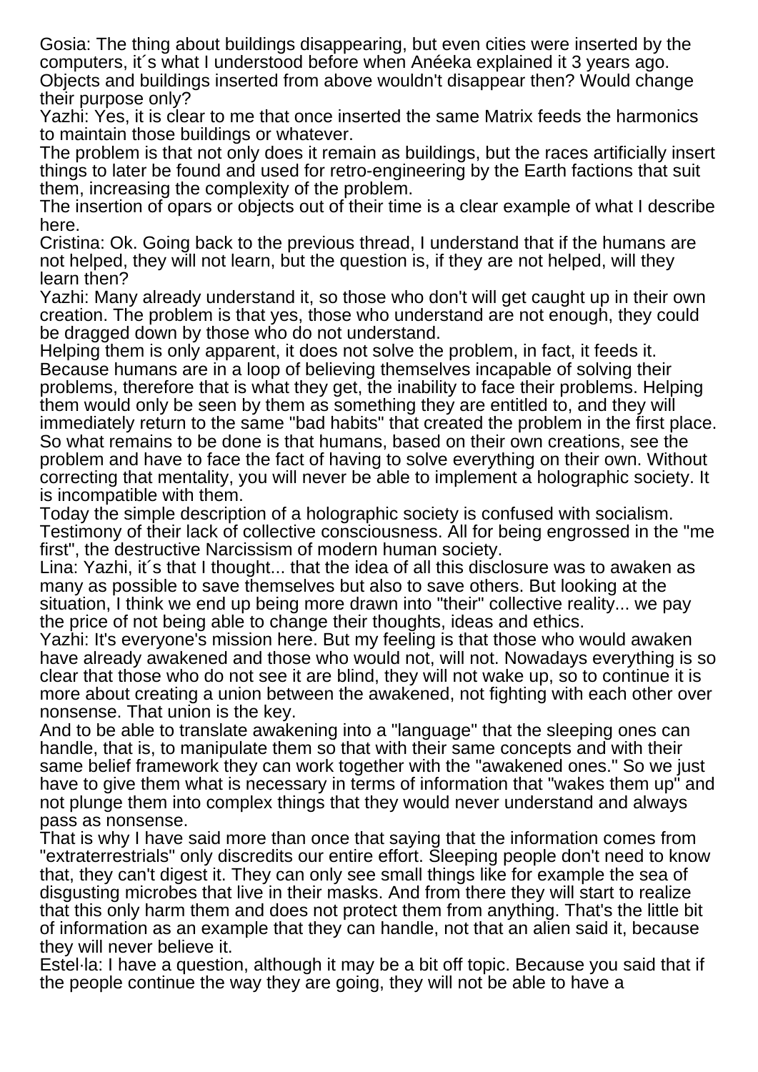Gosia: The thing about buildings disappearing, but even cities were inserted by the computers, it´s what I understood before when Anéeka explained it 3 years ago. Objects and buildings inserted from above wouldn't disappear then? Would change their purpose only?

Yazhi: Yes, it is clear to me that once inserted the same Matrix feeds the harmonics to maintain those buildings or whatever.

The problem is that not only does it remain as buildings, but the races artificially insert things to later be found and used for retro-engineering by the Earth factions that suit them, increasing the complexity of the problem.

The insertion of opars or objects out of their time is a clear example of what I describe here.

Cristina: Ok. Going back to the previous thread, I understand that if the humans are not helped, they will not learn, but the question is, if they are not helped, will they learn then?

Yazhi: Many already understand it, so those who don't will get caught up in their own creation. The problem is that yes, those who understand are not enough, they could be dragged down by those who do not understand.

Helping them is only apparent, it does not solve the problem, in fact, it feeds it. Because humans are in a loop of believing themselves incapable of solving their problems, therefore that is what they get, the inability to face their problems. Helping them would only be seen by them as something they are entitled to, and they will immediately return to the same "bad habits" that created the problem in the first place. So what remains to be done is that humans, based on their own creations, see the problem and have to face the fact of having to solve everything on their own. Without correcting that mentality, you will never be able to implement a holographic society. It is incompatible with them.

Today the simple description of a holographic society is confused with socialism. Testimony of their lack of collective consciousness. All for being engrossed in the "me first", the destructive Narcissism of modern human society.

Lina: Yazhi, it´s that I thought... that the idea of all this disclosure was to awaken as many as possible to save themselves but also to save others. But looking at the situation, I think we end up being more drawn into "their" collective reality... we pay the price of not being able to change their thoughts, ideas and ethics.

Yazhi: It's everyone's mission here. But my feeling is that those who would awaken have already awakened and those who would not, will not. Nowadays everything is so clear that those who do not see it are blind, they will not wake up, so to continue it is more about creating a union between the awakened, not fighting with each other over nonsense. That union is the key.

And to be able to translate awakening into a "language" that the sleeping ones can handle, that is, to manipulate them so that with their same concepts and with their same belief framework they can work together with the "awakened ones." So we just have to give them what is necessary in terms of information that "wakes them up" and not plunge them into complex things that they would never understand and always pass as nonsense.

That is why I have said more than once that saying that the information comes from "extraterrestrials" only discredits our entire effort. Sleeping people don't need to know that, they can't digest it. They can only see small things like for example the sea of disgusting microbes that live in their masks. And from there they will start to realize that this only harm them and does not protect them from anything. That's the little bit of information as an example that they can handle, not that an alien said it, because they will never believe it.

Estel·la: I have a question, although it may be a bit off topic. Because you said that if the people continue the way they are going, they will not be able to have a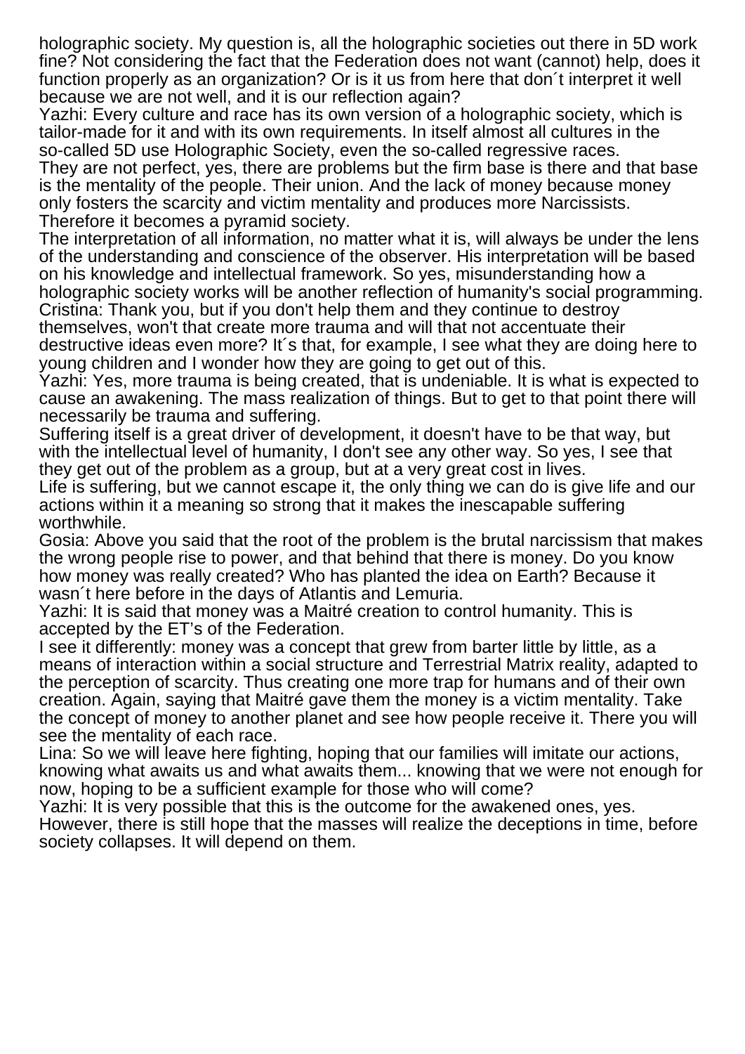holographic society. My question is, all the holographic societies out there in 5D work fine? Not considering the fact that the Federation does not want (cannot) help, does it function properly as an organization? Or is it us from here that don´t interpret it well because we are not well, and it is our reflection again?

Yazhi: Every culture and race has its own version of a holographic society, which is tailor-made for it and with its own requirements. In itself almost all cultures in the so-called 5D use Holographic Society, even the so-called regressive races.

They are not perfect, yes, there are problems but the firm base is there and that base is the mentality of the people. Their union. And the lack of money because money only fosters the scarcity and victim mentality and produces more Narcissists. Therefore it becomes a pyramid society.

The interpretation of all information, no matter what it is, will always be under the lens of the understanding and conscience of the observer. His interpretation will be based on his knowledge and intellectual framework. So yes, misunderstanding how a holographic society works will be another reflection of humanity's social programming.

Cristina: Thank you, but if you don't help them and they continue to destroy themselves, won't that create more trauma and will that not accentuate their destructive ideas even more? It´s that, for example, I see what they are doing here to young children and I wonder how they are going to get out of this.

Yazhi: Yes, more trauma is being created, that is undeniable. It is what is expected to cause an awakening. The mass realization of things. But to get to that point there will necessarily be trauma and suffering.

Suffering itself is a great driver of development, it doesn't have to be that way, but with the intellectual level of humanity, I don't see any other way. So yes, I see that they get out of the problem as a group, but at a very great cost in lives.

Life is suffering, but we cannot escape it, the only thing we can do is give life and our actions within it a meaning so strong that it makes the inescapable suffering worthwhile.

Gosia: Above you said that the root of the problem is the brutal narcissism that makes the wrong people rise to power, and that behind that there is money. Do you know how money was really created? Who has planted the idea on Earth? Because it wasn´t here before in the days of Atlantis and Lemuria.

Yazhi: It is said that money was a Maitré creation to control humanity. This is accepted by the ET's of the Federation.

I see it differently: money was a concept that grew from barter little by little, as a means of interaction within a social structure and Terrestrial Matrix reality, adapted to the perception of scarcity. Thus creating one more trap for humans and of their own creation. Again, saying that Maitré gave them the money is a victim mentality. Take the concept of money to another planet and see how people receive it. There you will see the mentality of each race.

Lina: So we will leave here fighting, hoping that our families will imitate our actions, knowing what awaits us and what awaits them... knowing that we were not enough for now, hoping to be a sufficient example for those who will come?

Yazhi: It is very possible that this is the outcome for the awakened ones, yes. However, there is still hope that the masses will realize the deceptions in time, before society collapses. It will depend on them.